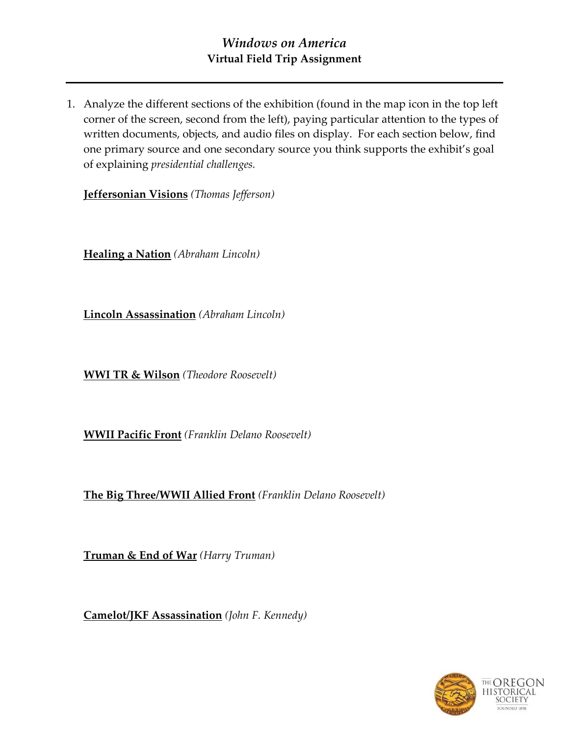# *Windows on America*
## Virtual Field Trip Assignment

---

1. Analyze the different sections of the exhibition (found in the map icon in the top left corner of the screen, second from the left), paying particular attention to the types of written documents, objects, and audio files on display. For each section below, find one primary source and one secondary source you think supports the exhibit's goal of explaining *presidential challenges.*

   **<u>Jeffersonian Visions</u>** *(Thomas Jefferson)*

   **<u>Healing a Nation</u>** *(Abraham Lincoln)*

   **<u>Lincoln Assassination</u>** *(Abraham Lincoln)*

   **<u>WWI TR & Wilson</u>** *(Theodore Roosevelt)*

   **<u>WWII Pacific Front</u>** *(Franklin Delano Roosevelt)*

   **<u>The Big Three/WWII Allied Front</u>** *(Franklin Delano Roosevelt)*

   **<u>Truman & End of War</u>** *(Harry Truman)*

   **<u>Camelot/JKF Assassination</u>** *(John F. Kennedy)*

THE OREGON HISTORICAL SOCIETY
FOUNDED 1898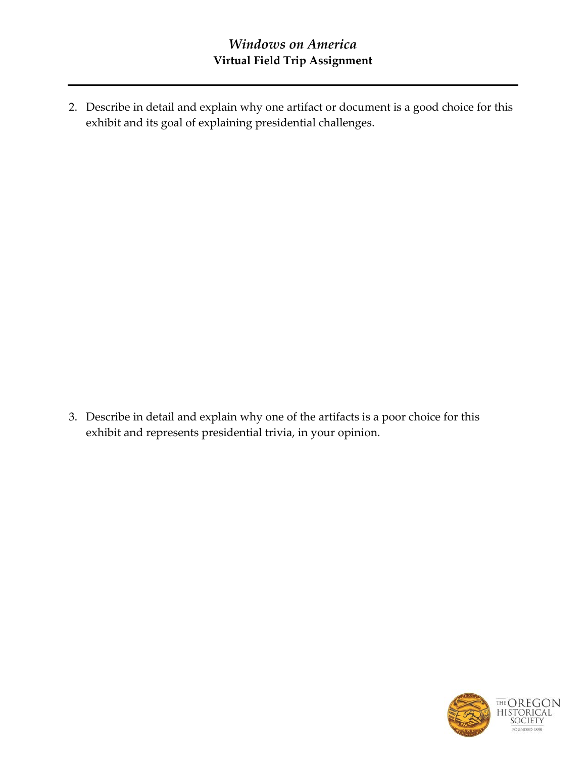2. Describe in detail and explain why one artifact or document is a good choice for this exhibit and its goal of explaining presidential challenges.

3. Describe in detail and explain why one of the artifacts is a poor choice for this exhibit and represents presidential trivia, in your opinion.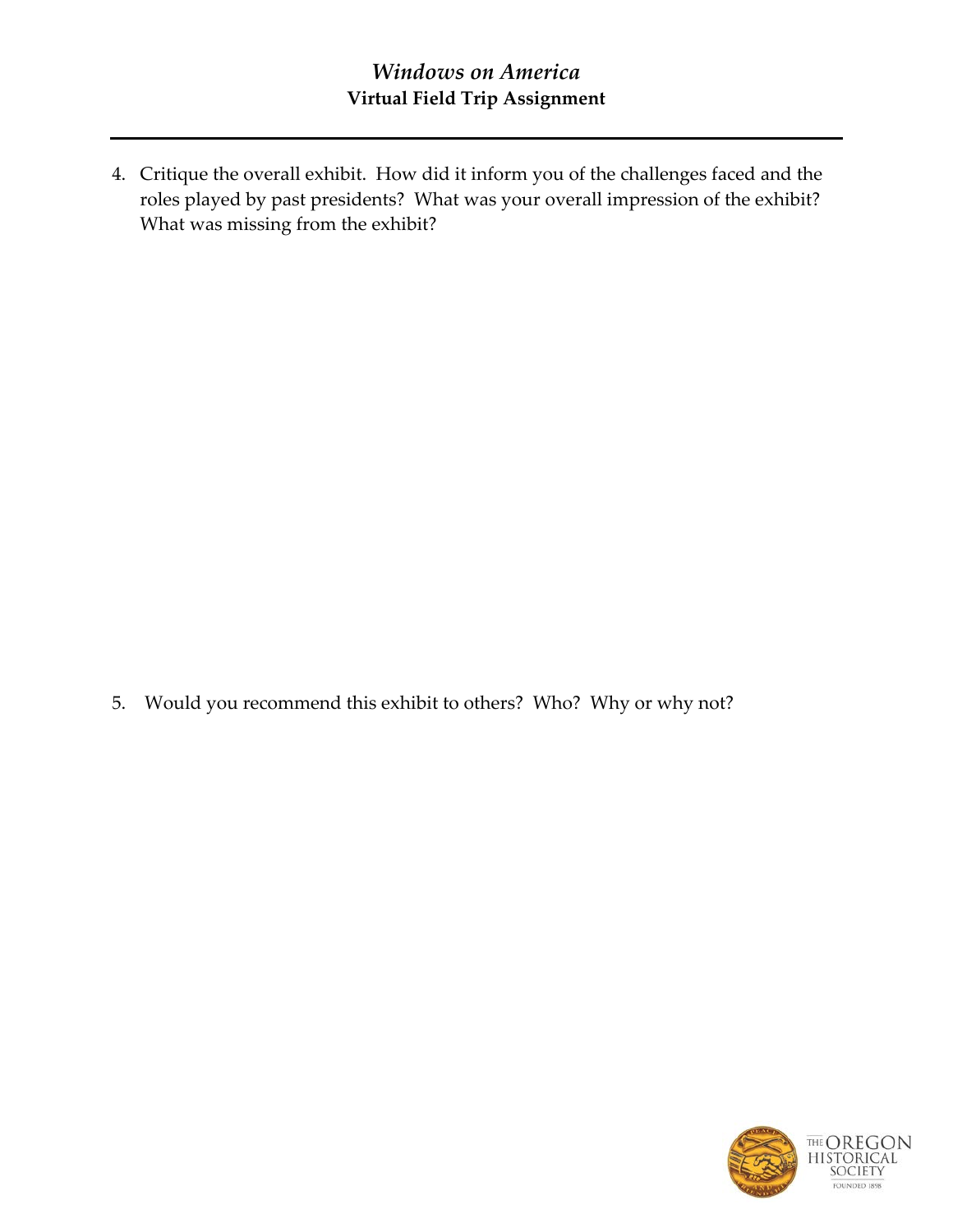4. Critique the overall exhibit. How did it inform you of the challenges faced and the roles played by past presidents? What was your overall impression of the exhibit? What was missing from the exhibit?

5. Would you recommend this exhibit to others? Who? Why or why not?